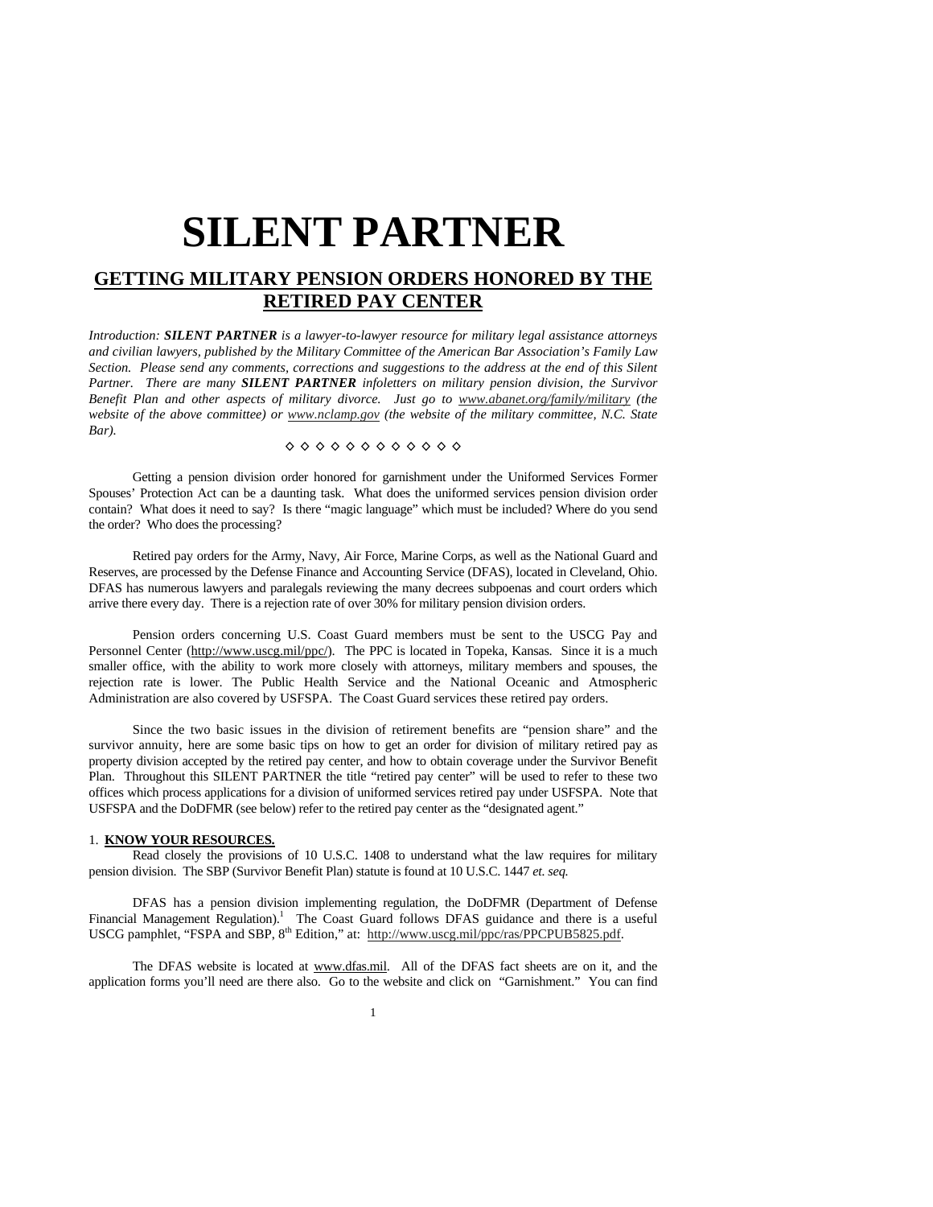# SILENT PARTNER

## GETTING MILITARY PENSION ORDERS HONORED BY THE RETIRED PAY CENTER

*Introduction: **SILENT PARTNER** is a lawyer-to-lawyer resource for military legal assistance attorneys and civilian lawyers, published by the Military Committee of the American Bar Association's Family Law Section. Please send any comments, corrections and suggestions to the address at the end of this Silent Partner. There are many **SILENT PARTNER** infoletters on military pension division, the Survivor Benefit Plan and other aspects of military divorce. Just go to www.abanet.org/family/military (the website of the above committee) or www.nclamp.gov (the website of the military committee, N.C. State Bar).*

◇ ◇ ◇ ◇ ◇ ◇ ◇ ◇ ◇ ◇ ◇ ◇

Getting a pension division order honored for garnishment under the Uniformed Services Former Spouses' Protection Act can be a daunting task. What does the uniformed services pension division order contain? What does it need to say? Is there "magic language" which must be included? Where do you send the order? Who does the processing?

Retired pay orders for the Army, Navy, Air Force, Marine Corps, as well as the National Guard and Reserves, are processed by the Defense Finance and Accounting Service (DFAS), located in Cleveland, Ohio. DFAS has numerous lawyers and paralegals reviewing the many decrees subpoenas and court orders which arrive there every day. There is a rejection rate of over 30% for military pension division orders.

Pension orders concerning U.S. Coast Guard members must be sent to the USCG Pay and Personnel Center (http://www.uscg.mil/ppc/). The PPC is located in Topeka, Kansas. Since it is a much smaller office, with the ability to work more closely with attorneys, military members and spouses, the rejection rate is lower. The Public Health Service and the National Oceanic and Atmospheric Administration are also covered by USFSPA. The Coast Guard services these retired pay orders.

Since the two basic issues in the division of retirement benefits are "pension share" and the survivor annuity, here are some basic tips on how to get an order for division of military retired pay as property division accepted by the retired pay center, and how to obtain coverage under the Survivor Benefit Plan. Throughout this SILENT PARTNER the title "retired pay center" will be used to refer to these two offices which process applications for a division of uniformed services retired pay under USFSPA. Note that USFSPA and the DoDFMR (see below) refer to the retired pay center as the "designated agent."

### 1. KNOW YOUR RESOURCES.

Read closely the provisions of 10 U.S.C. 1408 to understand what the law requires for military pension division. The SBP (Survivor Benefit Plan) statute is found at 10 U.S.C. 1447 *et. seq.*

DFAS has a pension division implementing regulation, the DoDFMR (Department of Defense Financial Management Regulation).[1] The Coast Guard follows DFAS guidance and there is a useful USCG pamphlet, "FSPA and SBP, 8th Edition," at: http://www.uscg.mil/ppc/ras/PPCPUB5825.pdf.

The DFAS website is located at www.dfas.mil. All of the DFAS fact sheets are on it, and the application forms you'll need are there also. Go to the website and click on "Garnishment." You can find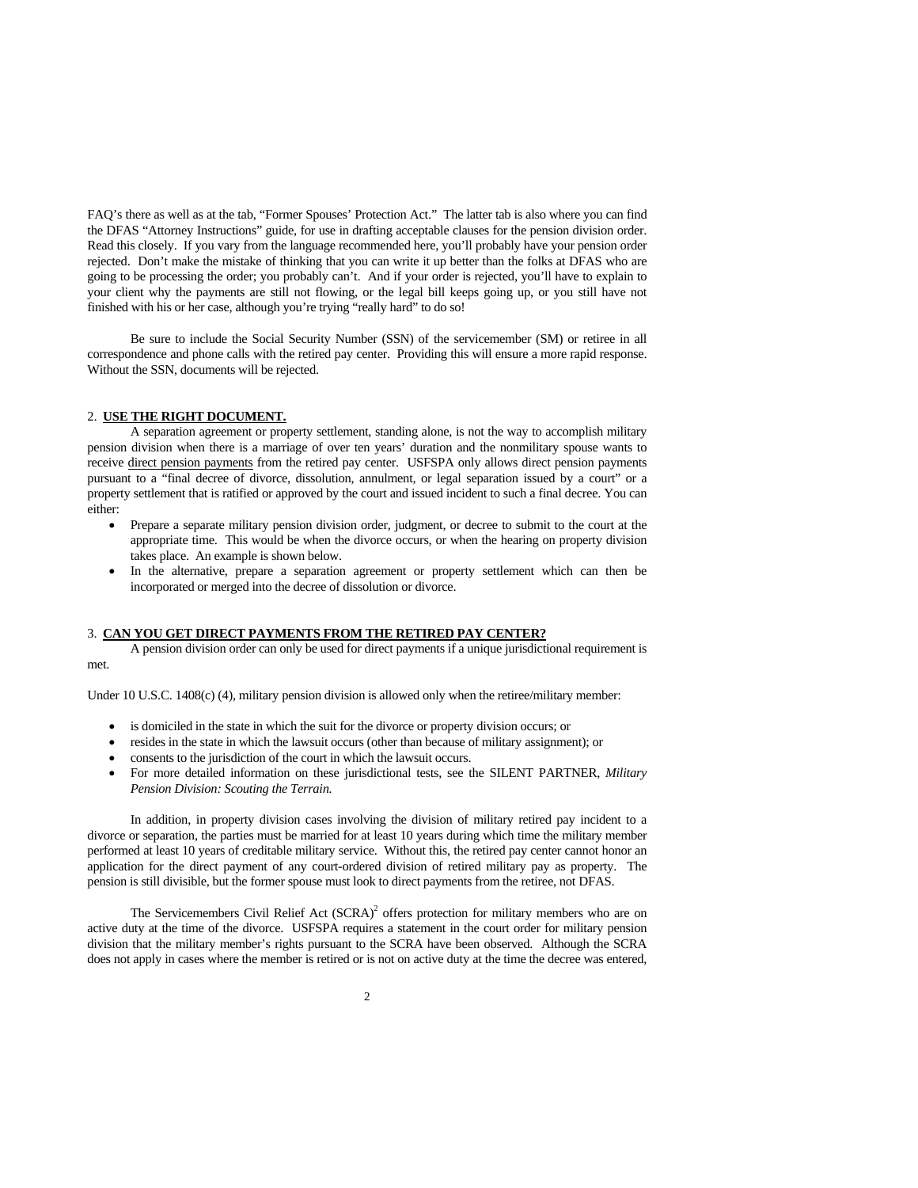FAQ's there as well as at the tab, "Former Spouses' Protection Act." The latter tab is also where you can find the DFAS "Attorney Instructions" guide, for use in drafting acceptable clauses for the pension division order. Read this closely. If you vary from the language recommended here, you'll probably have your pension order rejected. Don't make the mistake of thinking that you can write it up better than the folks at DFAS who are going to be processing the order; you probably can't. And if your order is rejected, you'll have to explain to your client why the payments are still not flowing, or the legal bill keeps going up, or you still have not finished with his or her case, although you're trying "really hard" to do so!

Be sure to include the Social Security Number (SSN) of the servicemember (SM) or retiree in all correspondence and phone calls with the retired pay center. Providing this will ensure a more rapid response. Without the SSN, documents will be rejected.

## 2. USE THE RIGHT DOCUMENT.

A separation agreement or property settlement, standing alone, is not the way to accomplish military pension division when there is a marriage of over ten years' duration and the nonmilitary spouse wants to receive direct pension payments from the retired pay center. USFSPA only allows direct pension payments pursuant to a "final decree of divorce, dissolution, annulment, or legal separation issued by a court" or a property settlement that is ratified or approved by the court and issued incident to such a final decree. You can either:

- Prepare a separate military pension division order, judgment, or decree to submit to the court at the appropriate time. This would be when the divorce occurs, or when the hearing on property division takes place. An example is shown below.
- In the alternative, prepare a separation agreement or property settlement which can then be incorporated or merged into the decree of dissolution or divorce.

## 3. CAN YOU GET DIRECT PAYMENTS FROM THE RETIRED PAY CENTER?

A pension division order can only be used for direct payments if a unique jurisdictional requirement is met.

Under 10 U.S.C. 1408(c) (4), military pension division is allowed only when the retiree/military member:

- is domiciled in the state in which the suit for the divorce or property division occurs; or
- resides in the state in which the lawsuit occurs (other than because of military assignment); or
- consents to the jurisdiction of the court in which the lawsuit occurs.
- For more detailed information on these jurisdictional tests, see the SILENT PARTNER, *Military Pension Division: Scouting the Terrain.*

In addition, in property division cases involving the division of military retired pay incident to a divorce or separation, the parties must be married for at least 10 years during which time the military member performed at least 10 years of creditable military service. Without this, the retired pay center cannot honor an application for the direct payment of any court-ordered division of retired military pay as property. The pension is still divisible, but the former spouse must look to direct payments from the retiree, not DFAS.

The Servicemembers Civil Relief Act (SCRA)[2] offers protection for military members who are on active duty at the time of the divorce. USFSPA requires a statement in the court order for military pension division that the military member's rights pursuant to the SCRA have been observed. Although the SCRA does not apply in cases where the member is retired or is not on active duty at the time the decree was entered,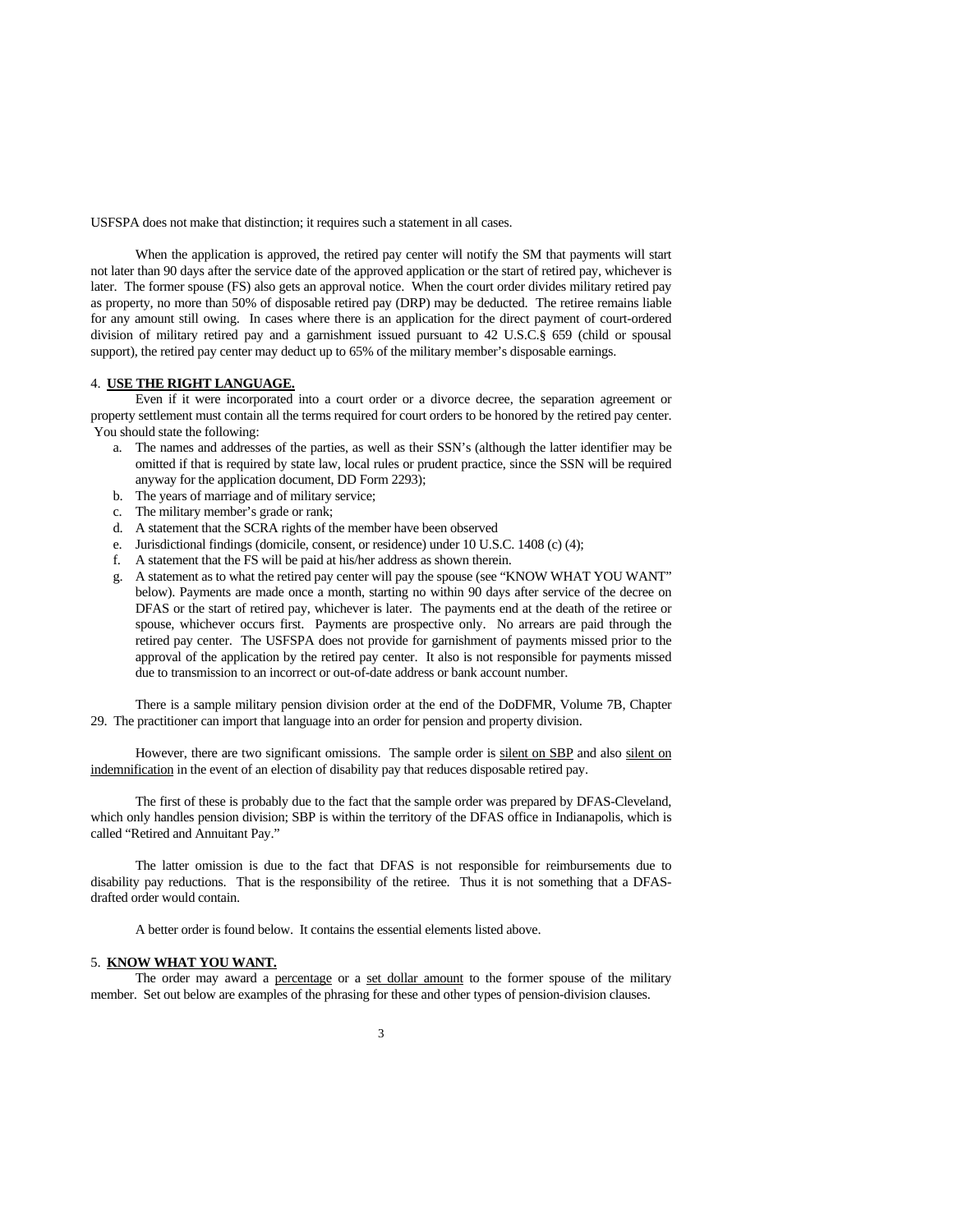USFSPA does not make that distinction; it requires such a statement in all cases.

When the application is approved, the retired pay center will notify the SM that payments will start not later than 90 days after the service date of the approved application or the start of retired pay, whichever is later. The former spouse (FS) also gets an approval notice. When the court order divides military retired pay as property, no more than 50% of disposable retired pay (DRP) may be deducted. The retiree remains liable for any amount still owing. In cases where there is an application for the direct payment of court-ordered division of military retired pay and a garnishment issued pursuant to 42 U.S.C.§ 659 (child or spousal support), the retired pay center may deduct up to 65% of the military member's disposable earnings.

4. **USE THE RIGHT LANGUAGE.**

Even if it were incorporated into a court order or a divorce decree, the separation agreement or property settlement must contain all the terms required for court orders to be honored by the retired pay center. You should state the following:

a. The names and addresses of the parties, as well as their SSN's (although the latter identifier may be omitted if that is required by state law, local rules or prudent practice, since the SSN will be required anyway for the application document, DD Form 2293);
b. The years of marriage and of military service;
c. The military member's grade or rank;
d. A statement that the SCRA rights of the member have been observed
e. Jurisdictional findings (domicile, consent, or residence) under 10 U.S.C. 1408 (c) (4);
f. A statement that the FS will be paid at his/her address as shown therein.
g. A statement as to what the retired pay center will pay the spouse (see "KNOW WHAT YOU WANT" below). Payments are made once a month, starting no within 90 days after service of the decree on DFAS or the start of retired pay, whichever is later. The payments end at the death of the retiree or spouse, whichever occurs first. Payments are prospective only. No arrears are paid through the retired pay center. The USFSPA does not provide for garnishment of payments missed prior to the approval of the application by the retired pay center. It also is not responsible for payments missed due to transmission to an incorrect or out-of-date address or bank account number.

There is a sample military pension division order at the end of the DoDFMR, Volume 7B, Chapter 29. The practitioner can import that language into an order for pension and property division.

However, there are two significant omissions. The sample order is silent on SBP and also silent on indemnification in the event of an election of disability pay that reduces disposable retired pay.

The first of these is probably due to the fact that the sample order was prepared by DFAS-Cleveland, which only handles pension division; SBP is within the territory of the DFAS office in Indianapolis, which is called "Retired and Annuitant Pay."

The latter omission is due to the fact that DFAS is not responsible for reimbursements due to disability pay reductions. That is the responsibility of the retiree. Thus it is not something that a DFAS-drafted order would contain.

A better order is found below. It contains the essential elements listed above.

5. **KNOW WHAT YOU WANT.**

The order may award a percentage or a set dollar amount to the former spouse of the military member. Set out below are examples of the phrasing for these and other types of pension-division clauses.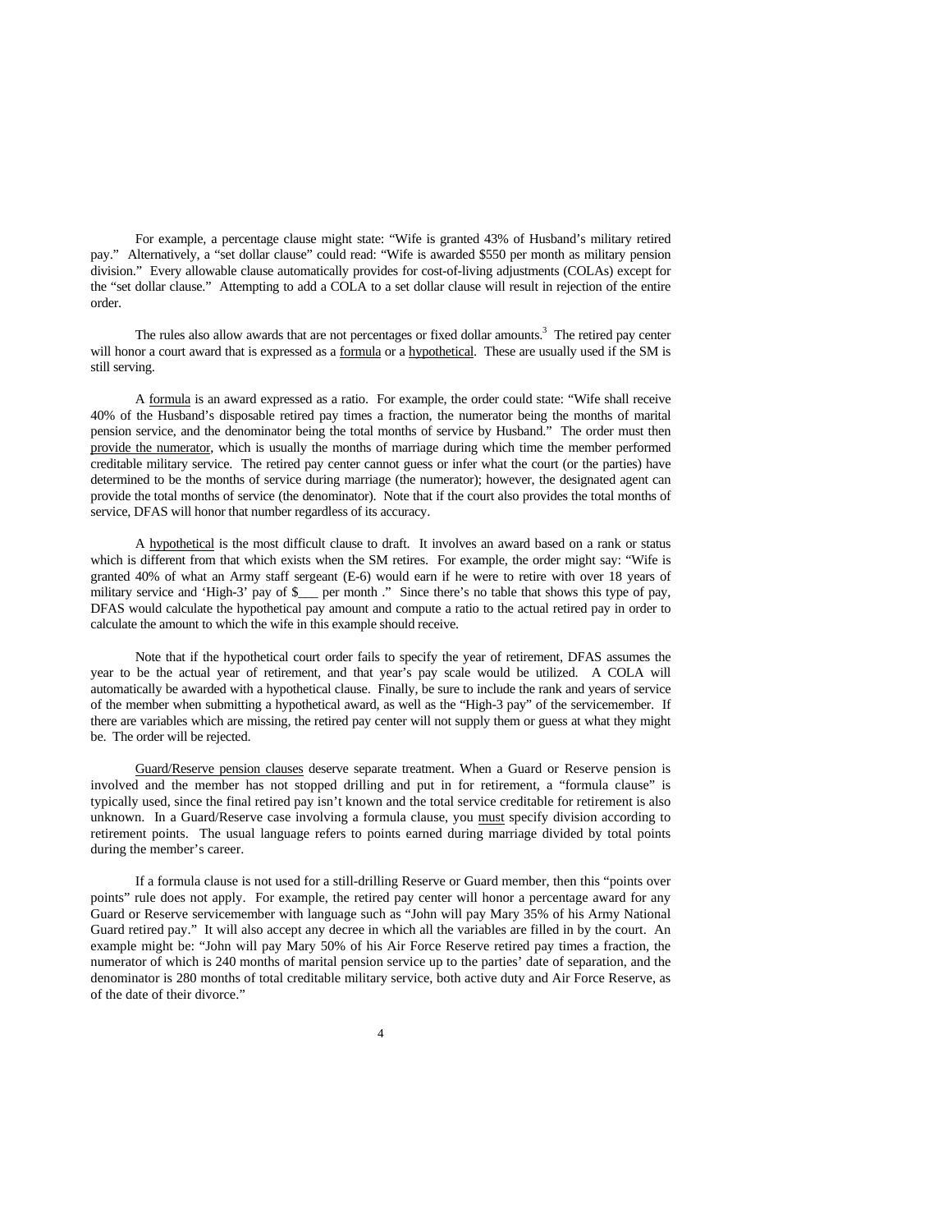For example, a percentage clause might state: "Wife is granted 43% of Husband's military retired pay." Alternatively, a "set dollar clause" could read: "Wife is awarded $550 per month as military pension division." Every allowable clause automatically provides for cost-of-living adjustments (COLAs) except for the "set dollar clause." Attempting to add a COLA to a set dollar clause will result in rejection of the entire order.

The rules also allow awards that are not percentages or fixed dollar amounts.[3] The retired pay center will honor a court award that is expressed as a formula or a hypothetical. These are usually used if the SM is still serving.

A formula is an award expressed as a ratio. For example, the order could state: "Wife shall receive 40% of the Husband's disposable retired pay times a fraction, the numerator being the months of marital pension service, and the denominator being the total months of service by Husband." The order must then provide the numerator, which is usually the months of marriage during which time the member performed creditable military service. The retired pay center cannot guess or infer what the court (or the parties) have determined to be the months of service during marriage (the numerator); however, the designated agent can provide the total months of service (the denominator). Note that if the court also provides the total months of service, DFAS will honor that number regardless of its accuracy.

A hypothetical is the most difficult clause to draft. It involves an award based on a rank or status which is different from that which exists when the SM retires. For example, the order might say: "Wife is granted 40% of what an Army staff sergeant (E-6) would earn if he were to retire with over 18 years of military service and 'High-3' pay of $___ per month ." Since there's no table that shows this type of pay, DFAS would calculate the hypothetical pay amount and compute a ratio to the actual retired pay in order to calculate the amount to which the wife in this example should receive.

Note that if the hypothetical court order fails to specify the year of retirement, DFAS assumes the year to be the actual year of retirement, and that year's pay scale would be utilized. A COLA will automatically be awarded with a hypothetical clause. Finally, be sure to include the rank and years of service of the member when submitting a hypothetical award, as well as the "High-3 pay" of the servicemember. If there are variables which are missing, the retired pay center will not supply them or guess at what they might be. The order will be rejected.

Guard/Reserve pension clauses deserve separate treatment. When a Guard or Reserve pension is involved and the member has not stopped drilling and put in for retirement, a "formula clause" is typically used, since the final retired pay isn't known and the total service creditable for retirement is also unknown. In a Guard/Reserve case involving a formula clause, you must specify division according to retirement points. The usual language refers to points earned during marriage divided by total points during the member's career.

If a formula clause is not used for a still-drilling Reserve or Guard member, then this "points over points" rule does not apply. For example, the retired pay center will honor a percentage award for any Guard or Reserve servicemember with language such as "John will pay Mary 35% of his Army National Guard retired pay." It will also accept any decree in which all the variables are filled in by the court. An example might be: "John will pay Mary 50% of his Air Force Reserve retired pay times a fraction, the numerator of which is 240 months of marital pension service up to the parties' date of separation, and the denominator is 280 months of total creditable military service, both active duty and Air Force Reserve, as of the date of their divorce."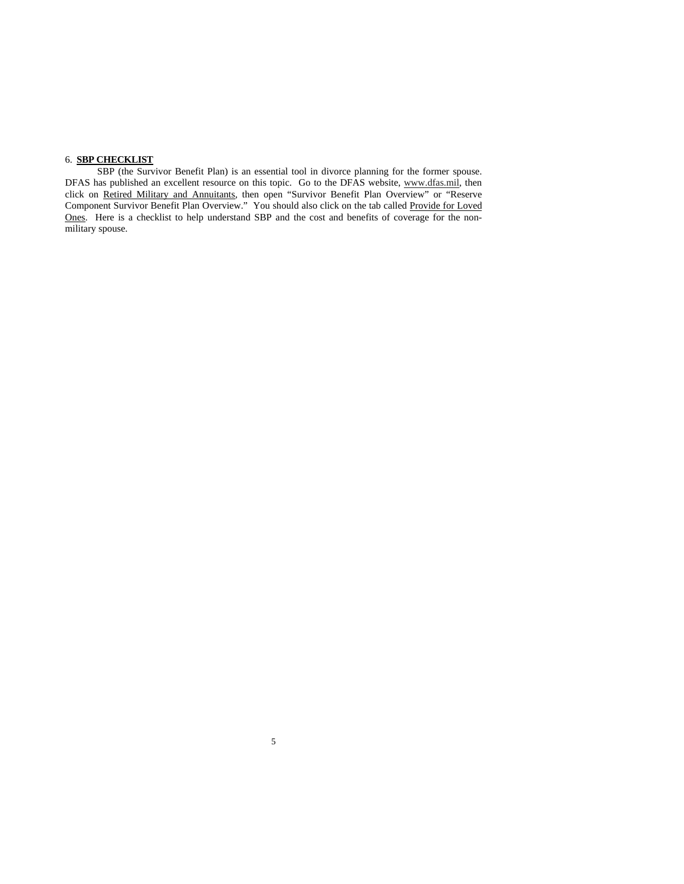6. **SBP CHECKLIST**

SBP (the Survivor Benefit Plan) is an essential tool in divorce planning for the former spouse. DFAS has published an excellent resource on this topic. Go to the DFAS website, www.dfas.mil, then click on Retired Military and Annuitants, then open "Survivor Benefit Plan Overview" or "Reserve Component Survivor Benefit Plan Overview." You should also click on the tab called Provide for Loved Ones. Here is a checklist to help understand SBP and the cost and benefits of coverage for the non-military spouse.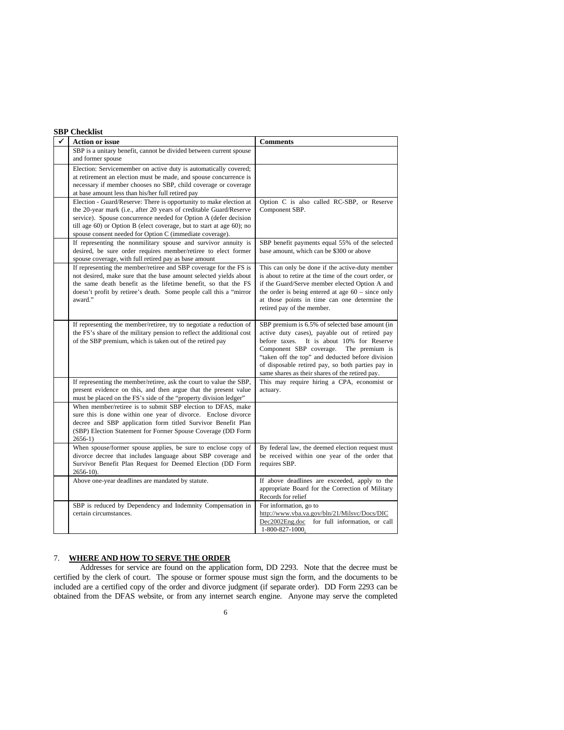**SBP Checklist**

| ✓ | Action or issue | Comments |
|---|---|---|
| | SBP is a unitary benefit, cannot be divided between current spouse and former spouse | |
| | Election: Servicemember on active duty is automatically covered; at retirement an election must be made, and spouse concurrence is necessary if member chooses no SBP, child coverage or coverage at base amount less than his/her full retired pay | |
| | Election - Guard/Reserve: There is opportunity to make election at the 20-year mark (i.e., after 20 years of creditable Guard/Reserve service). Spouse concurrence needed for Option A (defer decision till age 60) or Option B (elect coverage, but to start at age 60); no spouse consent needed for Option C (immediate coverage). | Option C is also called RC-SBP, or Reserve Component SBP. |
| | If representing the nonmilitary spouse and survivor annuity is desired, be sure order requires member/retiree to elect former spouse coverage, with full retired pay as base amount | SBP benefit payments equal 55% of the selected base amount, which can be $300 or above |
| | If representing the member/retiree and SBP coverage for the FS is not desired, make sure that the base amount selected yields about the same death benefit as the lifetime benefit, so that the FS doesn't profit by retiree's death. Some people call this a "mirror award." | This can only be done if the active-duty member is about to retire at the time of the court order, or if the Guard/Serve member elected Option A and the order is being entered at age 60 – since only at those points in time can one determine the retired pay of the member. |
| | If representing the member/retiree, try to negotiate a reduction of the FS's share of the military pension to reflect the additional cost of the SBP premium, which is taken out of the retired pay | SBP premium is 6.5% of selected base amount (in active duty cases), payable out of retired pay before taxes. It is about 10% for Reserve Component SBP coverage. The premium is "taken off the top" and deducted before division of disposable retired pay, so both parties pay in same shares as their shares of the retired pay. |
| | If representing the member/retiree, ask the court to value the SBP, present evidence on this, and then argue that the present value must be placed on the FS's side of the "property division ledger" | This may require hiring a CPA, economist or actuary. |
| | When member/retiree is to submit SBP election to DFAS, make sure this is done within one year of divorce. Enclose divorce decree and SBP application form titled Survivor Benefit Plan (SBP) Election Statement for Former Spouse Coverage (DD Form 2656-1) | |
| | When spouse/former spouse applies, be sure to enclose copy of divorce decree that includes language about SBP coverage and Survivor Benefit Plan Request for Deemed Election (DD Form 2656-10). | By federal law, the deemed election request must be received within one year of the order that requires SBP. |
| | Above one-year deadlines are mandated by statute. | If above deadlines are exceeded, apply to the appropriate Board for the Correction of Military Records for relief |
| | SBP is reduced by Dependency and Indemnity Compensation in certain circumstances. | For information, go to http://www.vba.va.gov/bln/21/Milsvc/Docs/DICDec2002Eng.doc for full information, or call 1-800-827-1000. |

7. **WHERE AND HOW TO SERVE THE ORDER**

Addresses for service are found on the application form, DD 2293. Note that the decree must be certified by the clerk of court. The spouse or former spouse must sign the form, and the documents to be included are a certified copy of the order and divorce judgment (if separate order). DD Form 2293 can be obtained from the DFAS website, or from any internet search engine. Anyone may serve the completed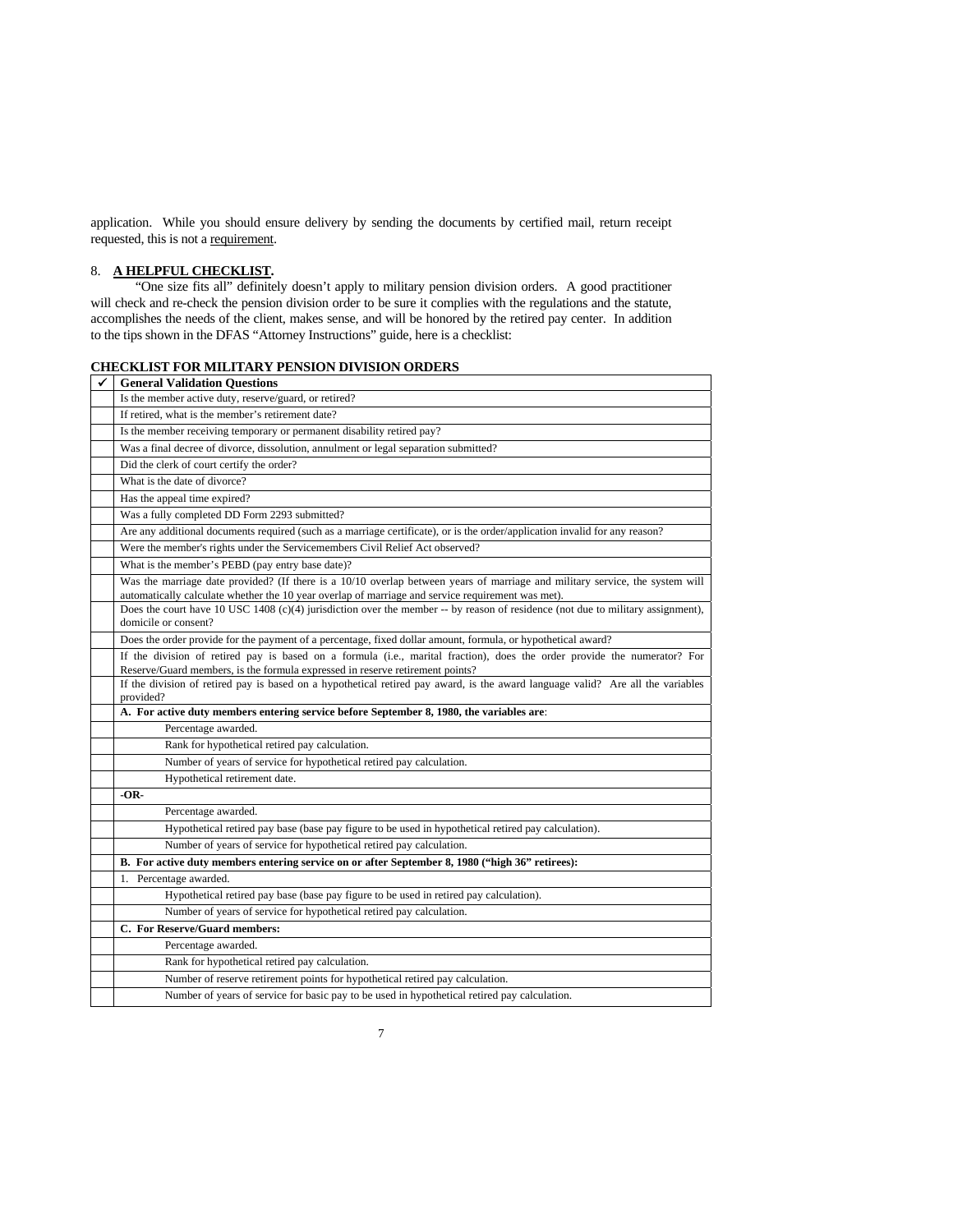application. While you should ensure delivery by sending the documents by certified mail, return receipt requested, this is not a requirement.

## 8. A HELPFUL CHECKLIST.

"One size fits all" definitely doesn't apply to military pension division orders. A good practitioner will check and re-check the pension division order to be sure it complies with the regulations and the statute, accomplishes the needs of the client, makes sense, and will be honored by the retired pay center. In addition to the tips shown in the DFAS "Attorney Instructions" guide, here is a checklist:

**CHECKLIST FOR MILITARY PENSION DIVISION ORDERS**

| ✓ | **General Validation Questions** |
|---|---|
| | Is the member active duty, reserve/guard, or retired? |
| | If retired, what is the member's retirement date? |
| | Is the member receiving temporary or permanent disability retired pay? |
| | Was a final decree of divorce, dissolution, annulment or legal separation submitted? |
| | Did the clerk of court certify the order? |
| | What is the date of divorce? |
| | Has the appeal time expired? |
| | Was a fully completed DD Form 2293 submitted? |
| | Are any additional documents required (such as a marriage certificate), or is the order/application invalid for any reason? |
| | Were the member's rights under the Servicemembers Civil Relief Act observed? |
| | What is the member's PEBD (pay entry base date)? |
| | Was the marriage date provided? (If there is a 10/10 overlap between years of marriage and military service, the system will automatically calculate whether the 10 year overlap of marriage and service requirement was met). |
| | Does the court have 10 USC 1408 (c)(4) jurisdiction over the member -- by reason of residence (not due to military assignment), domicile or consent? |
| | Does the order provide for the payment of a percentage, fixed dollar amount, formula, or hypothetical award? |
| | If the division of retired pay is based on a formula (i.e., marital fraction), does the order provide the numerator? For Reserve/Guard members, is the formula expressed in reserve retirement points? |
| | If the division of retired pay is based on a hypothetical retired pay award, is the award language valid? Are all the variables provided? |
| | **A. For active duty members entering service before September 8, 1980, the variables are**: |
| | Percentage awarded. |
| | Rank for hypothetical retired pay calculation. |
| | Number of years of service for hypothetical retired pay calculation. |
| | Hypothetical retirement date. |
| | **-OR-** |
| | Percentage awarded. |
| | Hypothetical retired pay base (base pay figure to be used in hypothetical retired pay calculation). |
| | Number of years of service for hypothetical retired pay calculation. |
| | **B. For active duty members entering service on or after September 8, 1980 ("high 36" retirees):** |
| | 1. Percentage awarded. |
| | Hypothetical retired pay base (base pay figure to be used in retired pay calculation). |
| | Number of years of service for hypothetical retired pay calculation. |
| | **C. For Reserve/Guard members:** |
| | Percentage awarded. |
| | Rank for hypothetical retired pay calculation. |
| | Number of reserve retirement points for hypothetical retired pay calculation. |
| | Number of years of service for basic pay to be used in hypothetical retired pay calculation. |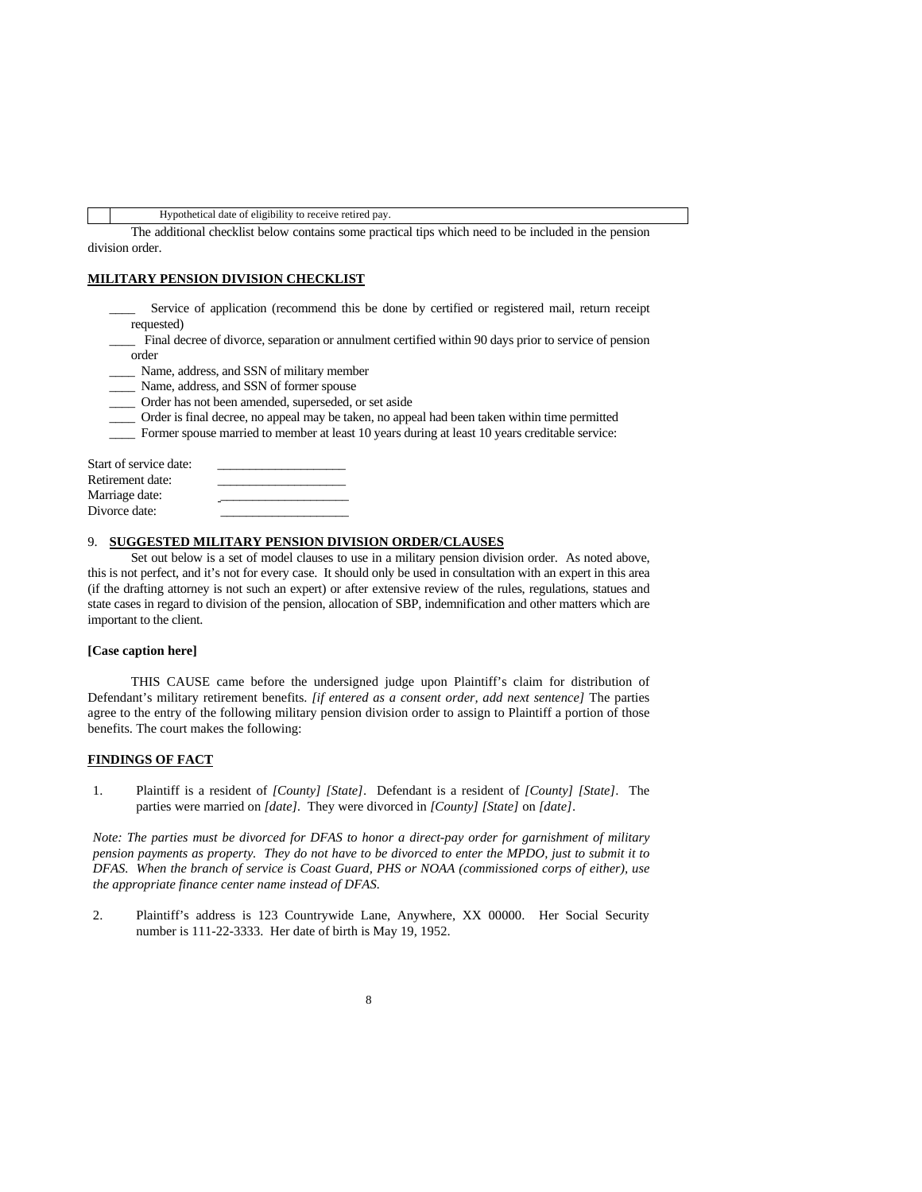| | Hypothetical date of eligibility to receive retired pay. |
|---|---|

The additional checklist below contains some practical tips which need to be included in the pension division order.

**MILITARY PENSION DIVISION CHECKLIST**

- ____ Service of application (recommend this be done by certified or registered mail, return receipt requested)
- ____ Final decree of divorce, separation or annulment certified within 90 days prior to service of pension order
- ____ Name, address, and SSN of military member
- ____ Name, address, and SSN of former spouse
- ____ Order has not been amended, superseded, or set aside
- ____ Order is final decree, no appeal may be taken, no appeal had been taken within time permitted
- ____ Former spouse married to member at least 10 years during at least 10 years creditable service:

Start of service date: ____________________
Retirement date: ____________________
Marriage date: ____________________
Divorce date: ____________________

## 9. SUGGESTED MILITARY PENSION DIVISION ORDER/CLAUSES

Set out below is a set of model clauses to use in a military pension division order. As noted above, this is not perfect, and it's not for every case. It should only be used in consultation with an expert in this area (if the drafting attorney is not such an expert) or after extensive review of the rules, regulations, statues and state cases in regard to division of the pension, allocation of SBP, indemnification and other matters which are important to the client.

**[Case caption here]**

THIS CAUSE came before the undersigned judge upon Plaintiff's claim for distribution of Defendant's military retirement benefits. *[if entered as a consent order, add next sentence]* The parties agree to the entry of the following military pension division order to assign to Plaintiff a portion of those benefits. The court makes the following:

**FINDINGS OF FACT**

1. Plaintiff is a resident of *[County] [State]*. Defendant is a resident of *[County] [State]*. The parties were married on *[date]*. They were divorced in *[County] [State]* on *[date]*.

*Note: The parties must be divorced for DFAS to honor a direct-pay order for garnishment of military pension payments as property. They do not have to be divorced to enter the MPDO, just to submit it to DFAS. When the branch of service is Coast Guard, PHS or NOAA (commissioned corps of either), use the appropriate finance center name instead of DFAS.*

2. Plaintiff's address is 123 Countrywide Lane, Anywhere, XX 00000. Her Social Security number is 111-22-3333. Her date of birth is May 19, 1952.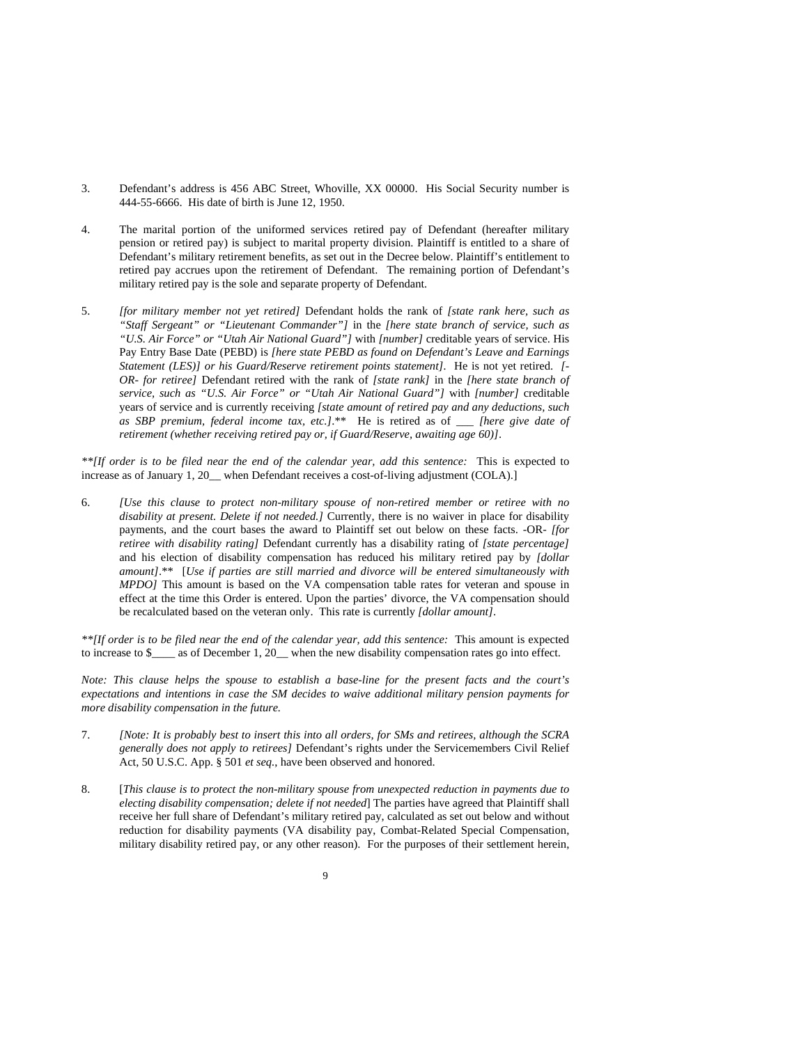3. Defendant's address is 456 ABC Street, Whoville, XX 00000. His Social Security number is 444-55-6666. His date of birth is June 12, 1950.

4. The marital portion of the uniformed services retired pay of Defendant (hereafter military pension or retired pay) is subject to marital property division. Plaintiff is entitled to a share of Defendant's military retirement benefits, as set out in the Decree below. Plaintiff's entitlement to retired pay accrues upon the retirement of Defendant. The remaining portion of Defendant's military retired pay is the sole and separate property of Defendant.

5. *[for military member not yet retired]* Defendant holds the rank of *[state rank here, such as "Staff Sergeant" or "Lieutenant Commander"]* in the *[here state branch of service, such as "U.S. Air Force" or "Utah Air National Guard"]* with *[number]* creditable years of service. His Pay Entry Base Date (PEBD) is *[here state PEBD as found on Defendant's Leave and Earnings Statement (LES)] or his Guard/Reserve retirement points statement]*. He is not yet retired. *[-OR- for retiree]* Defendant retired with the rank of *[state rank]* in the *[here state branch of service, such as "U.S. Air Force" or "Utah Air National Guard"]* with *[number]* creditable years of service and is currently receiving *[state amount of retired pay and any deductions, such as SBP premium, federal income tax, etc.]*.** He is retired as of ___ *[here give date of retirement (whether receiving retired pay or, if Guard/Reserve, awaiting age 60)]*.

*\*\*[If order is to be filed near the end of the calendar year, add this sentence:* This is expected to increase as of January 1, 20__ when Defendant receives a cost-of-living adjustment (COLA).]

6. *[Use this clause to protect non-military spouse of non-retired member or retiree with no disability at present. Delete if not needed.]* Currently, there is no waiver in place for disability payments, and the court bases the award to Plaintiff set out below on these facts. -OR- *[for retiree with disability rating]* Defendant currently has a disability rating of *[state percentage]* and his election of disability compensation has reduced his military retired pay by *[dollar amount]*.** [*Use if parties are still married and divorce will be entered simultaneously with MPDO]* This amount is based on the VA compensation table rates for veteran and spouse in effect at the time this Order is entered. Upon the parties' divorce, the VA compensation should be recalculated based on the veteran only. This rate is currently *[dollar amount]*.

*\*\*[If order is to be filed near the end of the calendar year, add this sentence:* This amount is expected to increase to $____ as of December 1, 20__ when the new disability compensation rates go into effect.

*Note: This clause helps the spouse to establish a base-line for the present facts and the court's expectations and intentions in case the SM decides to waive additional military pension payments for more disability compensation in the future.*

7. *[Note: It is probably best to insert this into all orders, for SMs and retirees, although the SCRA generally does not apply to retirees]* Defendant's rights under the Servicemembers Civil Relief Act, 50 U.S.C. App. § 501 *et seq*., have been observed and honored.

8. [*This clause is to protect the non-military spouse from unexpected reduction in payments due to electing disability compensation; delete if not needed*] The parties have agreed that Plaintiff shall receive her full share of Defendant's military retired pay, calculated as set out below and without reduction for disability payments (VA disability pay, Combat-Related Special Compensation, military disability retired pay, or any other reason). For the purposes of their settlement herein,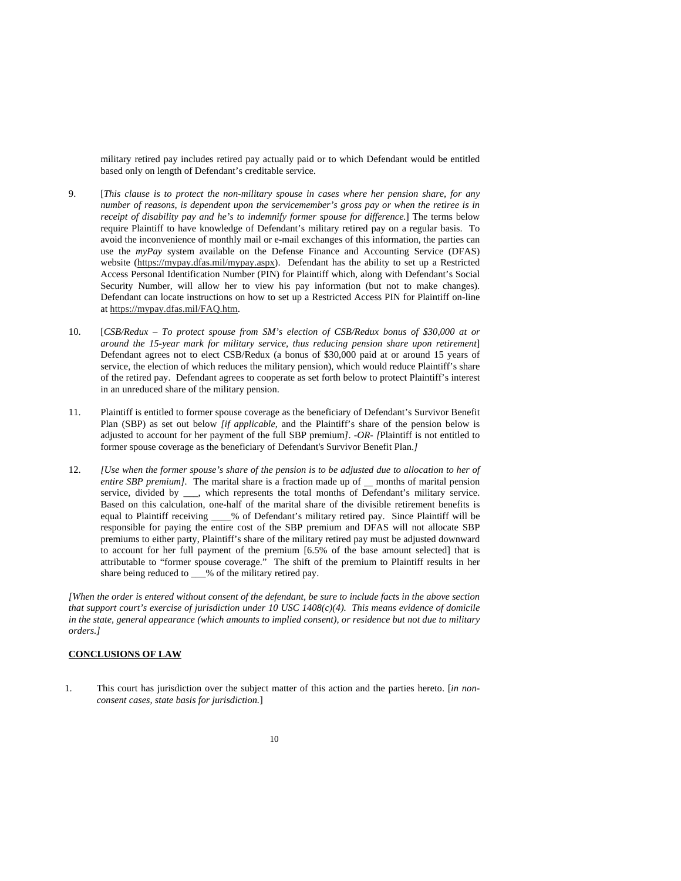military retired pay includes retired pay actually paid or to which Defendant would be entitled based only on length of Defendant's creditable service.

9. [*This clause is to protect the non-military spouse in cases where her pension share, for any number of reasons, is dependent upon the servicemember's gross pay or when the retiree is in receipt of disability pay and he's to indemnify former spouse for difference.*] The terms below require Plaintiff to have knowledge of Defendant's military retired pay on a regular basis. To avoid the inconvenience of monthly mail or e-mail exchanges of this information, the parties can use the *myPay* system available on the Defense Finance and Accounting Service (DFAS) website (https://mypay.dfas.mil/mypay.aspx). Defendant has the ability to set up a Restricted Access Personal Identification Number (PIN) for Plaintiff which, along with Defendant's Social Security Number, will allow her to view his pay information (but not to make changes). Defendant can locate instructions on how to set up a Restricted Access PIN for Plaintiff on-line at https://mypay.dfas.mil/FAQ.htm.

10. [*CSB/Redux – To protect spouse from SM's election of CSB/Redux bonus of $30,000 at or around the 15-year mark for military service, thus reducing pension share upon retirement*] Defendant agrees not to elect CSB/Redux (a bonus of $30,000 paid at or around 15 years of service, the election of which reduces the military pension), which would reduce Plaintiff's share of the retired pay. Defendant agrees to cooperate as set forth below to protect Plaintiff's interest in an unreduced share of the military pension.

11. Plaintiff is entitled to former spouse coverage as the beneficiary of Defendant's Survivor Benefit Plan (SBP) as set out below *[if applicable,* and the Plaintiff's share of the pension below is adjusted to account for her payment of the full SBP premium*]. -OR- [*Plaintiff is not entitled to former spouse coverage as the beneficiary of Defendant's Survivor Benefit Plan.*]*

12. *[Use when the former spouse's share of the pension is to be adjusted due to allocation to her of entire SBP premium].* The marital share is a fraction made up of __ months of marital pension service, divided by ___, which represents the total months of Defendant's military service. Based on this calculation, one-half of the marital share of the divisible retirement benefits is equal to Plaintiff receiving ____% of Defendant's military retired pay. Since Plaintiff will be responsible for paying the entire cost of the SBP premium and DFAS will not allocate SBP premiums to either party, Plaintiff's share of the military retired pay must be adjusted downward to account for her full payment of the premium [6.5% of the base amount selected] that is attributable to "former spouse coverage." The shift of the premium to Plaintiff results in her share being reduced to ___% of the military retired pay.

*[When the order is entered without consent of the defendant, be sure to include facts in the above section that support court's exercise of jurisdiction under 10 USC 1408(c)(4). This means evidence of domicile in the state, general appearance (which amounts to implied consent), or residence but not due to military orders.]*

**CONCLUSIONS OF LAW**

1. This court has jurisdiction over the subject matter of this action and the parties hereto. [*in non-consent cases, state basis for jurisdiction.*]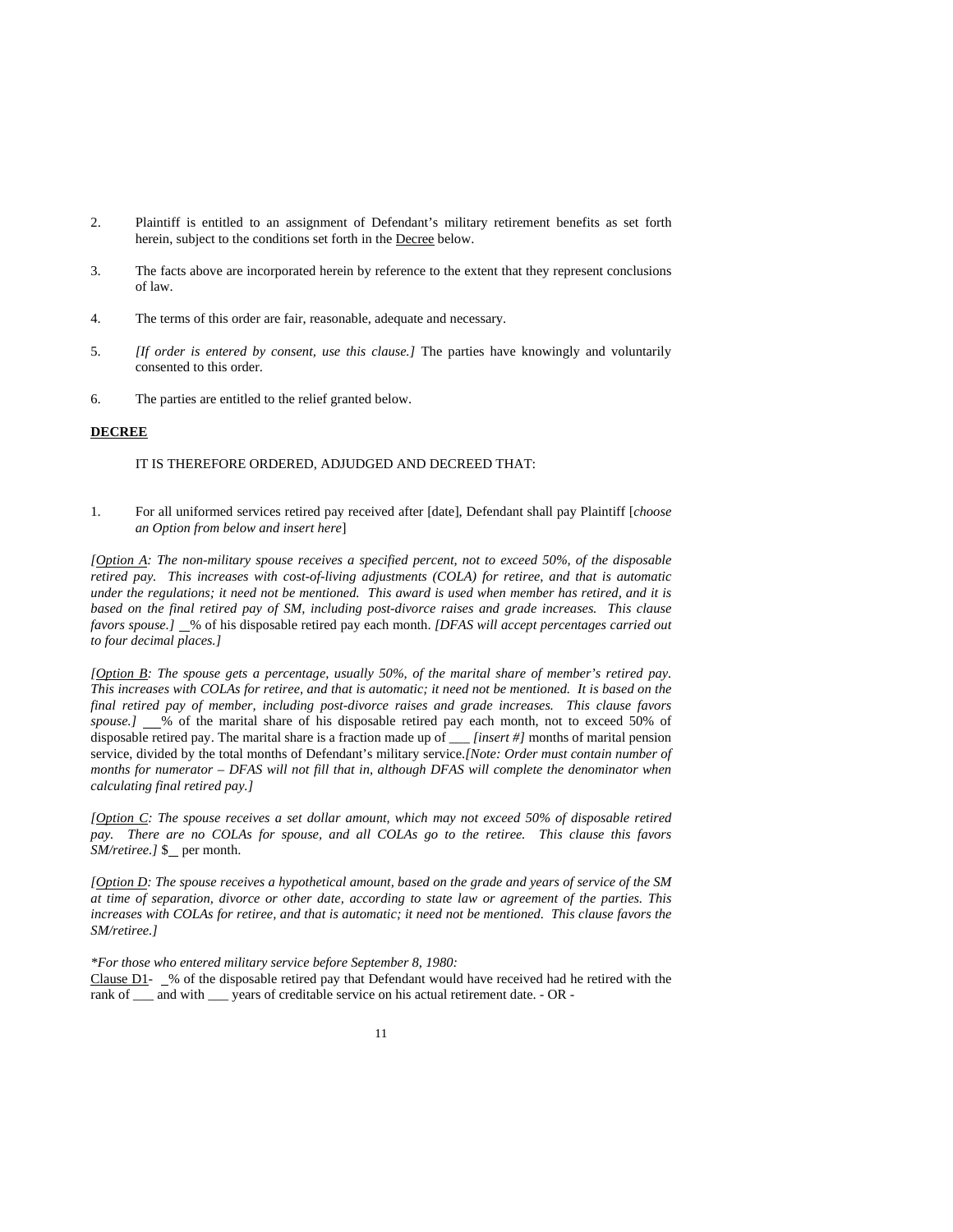2. Plaintiff is entitled to an assignment of Defendant's military retirement benefits as set forth herein, subject to the conditions set forth in the Decree below.

3. The facts above are incorporated herein by reference to the extent that they represent conclusions of law.

4. The terms of this order are fair, reasonable, adequate and necessary.

5. *[If order is entered by consent, use this clause.]* The parties have knowingly and voluntarily consented to this order.

6. The parties are entitled to the relief granted below.

**DECREE**

IT IS THEREFORE ORDERED, ADJUDGED AND DECREED THAT:

1. For all uniformed services retired pay received after [date], Defendant shall pay Plaintiff [*choose an Option from below and insert here*]

*[Option A: The non-military spouse receives a specified percent, not to exceed 50%, of the disposable retired pay. This increases with cost-of-living adjustments (COLA) for retiree, and that is automatic under the regulations; it need not be mentioned. This award is used when member has retired, and it is based on the final retired pay of SM, including post-divorce raises and grade increases. This clause favors spouse.]* __% of his disposable retired pay each month. *[DFAS will accept percentages carried out to four decimal places.]*

*[Option B: The spouse gets a percentage, usually 50%, of the marital share of member's retired pay. This increases with COLAs for retiree, and that is automatic; it need not be mentioned. It is based on the final retired pay of member, including post-divorce raises and grade increases. This clause favors spouse.]* ___% of the marital share of his disposable retired pay each month, not to exceed 50% of disposable retired pay. The marital share is a fraction made up of ___ *[insert #]* months of marital pension service, divided by the total months of Defendant's military service.*[Note: Order must contain number of months for numerator – DFAS will not fill that in, although DFAS will complete the denominator when calculating final retired pay.]*

*[Option C: The spouse receives a set dollar amount, which may not exceed 50% of disposable retired pay. There are no COLAs for spouse, and all COLAs go to the retiree. This clause this favors SM/retiree.]* $__ per month.

*[Option D: The spouse receives a hypothetical amount, based on the grade and years of service of the SM at time of separation, divorce or other date, according to state law or agreement of the parties. This increases with COLAs for retiree, and that is automatic; it need not be mentioned. This clause favors the SM/retiree.]*

*\*For those who entered military service before September 8, 1980:*
Clause D1- _% of the disposable retired pay that Defendant would have received had he retired with the rank of ___ and with ___ years of creditable service on his actual retirement date. - OR -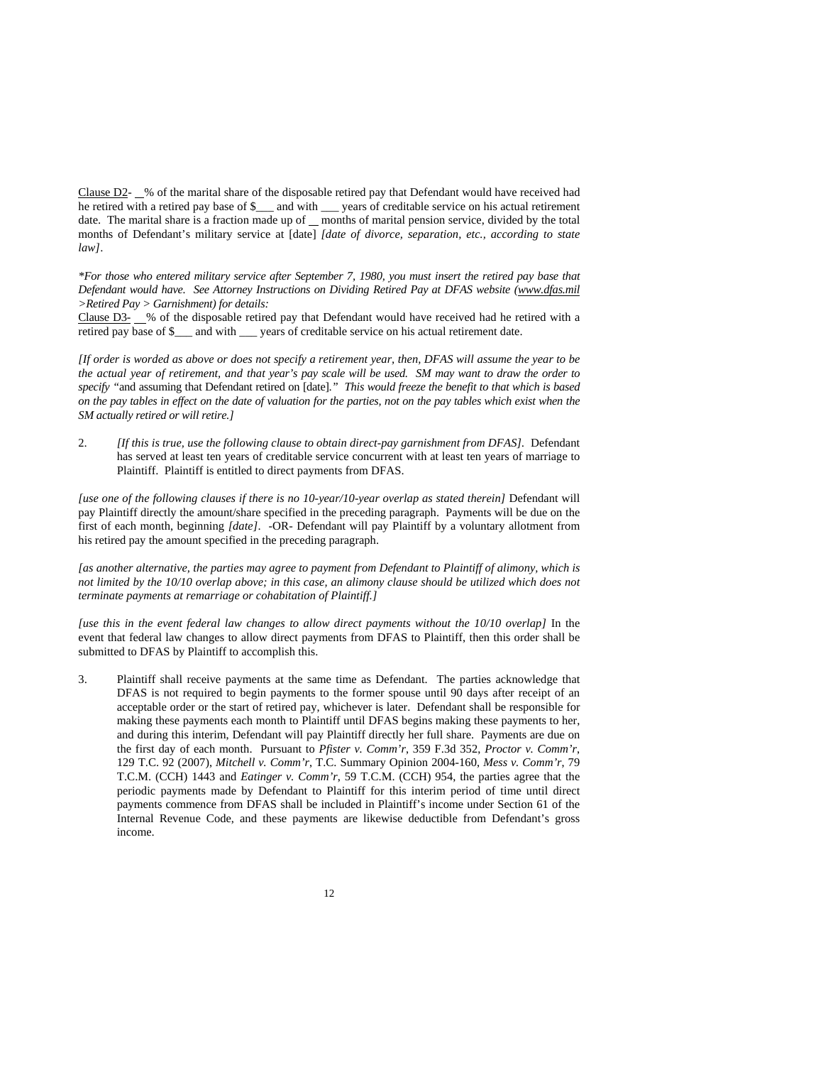Clause D2- __% of the marital share of the disposable retired pay that Defendant would have received had he retired with a retired pay base of $___ and with ___ years of creditable service on his actual retirement date. The marital share is a fraction made up of __ months of marital pension service, divided by the total months of Defendant's military service at [date] *[date of divorce, separation, etc., according to state law]*.

**For those who entered military service after September 7, 1980, you must insert the retired pay base that Defendant would have. See Attorney Instructions on Dividing Retired Pay at DFAS website (www.dfas.mil >Retired Pay > Garnishment) for details:*

Clause D3- __% of the disposable retired pay that Defendant would have received had he retired with a retired pay base of $___ and with ___ years of creditable service on his actual retirement date.

*[If order is worded as above or does not specify a retirement year, then, DFAS will assume the year to be the actual year of retirement, and that year's pay scale will be used. SM may want to draw the order to specify* "and assuming that Defendant retired on [date]." *This would freeze the benefit to that which is based on the pay tables in effect on the date of valuation for the parties, not on the pay tables which exist when the SM actually retired or will retire.]*

2. *[If this is true, use the following clause to obtain direct-pay garnishment from DFAS]*. Defendant has served at least ten years of creditable service concurrent with at least ten years of marriage to Plaintiff. Plaintiff is entitled to direct payments from DFAS.

*[use one of the following clauses if there is no 10-year/10-year overlap as stated therein]* Defendant will pay Plaintiff directly the amount/share specified in the preceding paragraph. Payments will be due on the first of each month, beginning *[date]*. -OR- Defendant will pay Plaintiff by a voluntary allotment from his retired pay the amount specified in the preceding paragraph.

*[as another alternative, the parties may agree to payment from Defendant to Plaintiff of alimony, which is not limited by the 10/10 overlap above; in this case, an alimony clause should be utilized which does not terminate payments at remarriage or cohabitation of Plaintiff.]*

*[use this in the event federal law changes to allow direct payments without the 10/10 overlap]* In the event that federal law changes to allow direct payments from DFAS to Plaintiff, then this order shall be submitted to DFAS by Plaintiff to accomplish this.

3. Plaintiff shall receive payments at the same time as Defendant. The parties acknowledge that DFAS is not required to begin payments to the former spouse until 90 days after receipt of an acceptable order or the start of retired pay, whichever is later. Defendant shall be responsible for making these payments each month to Plaintiff until DFAS begins making these payments to her, and during this interim, Defendant will pay Plaintiff directly her full share. Payments are due on the first day of each month. Pursuant to *Pfister v. Comm'r*, 359 F.3d 352, *Proctor v. Comm'r*, 129 T.C. 92 (2007), *Mitchell v. Comm'r*, T.C. Summary Opinion 2004-160, *Mess v. Comm'r*, 79 T.C.M. (CCH) 1443 and *Eatinger v. Comm'r*, 59 T.C.M. (CCH) 954, the parties agree that the periodic payments made by Defendant to Plaintiff for this interim period of time until direct payments commence from DFAS shall be included in Plaintiff's income under Section 61 of the Internal Revenue Code, and these payments are likewise deductible from Defendant's gross income.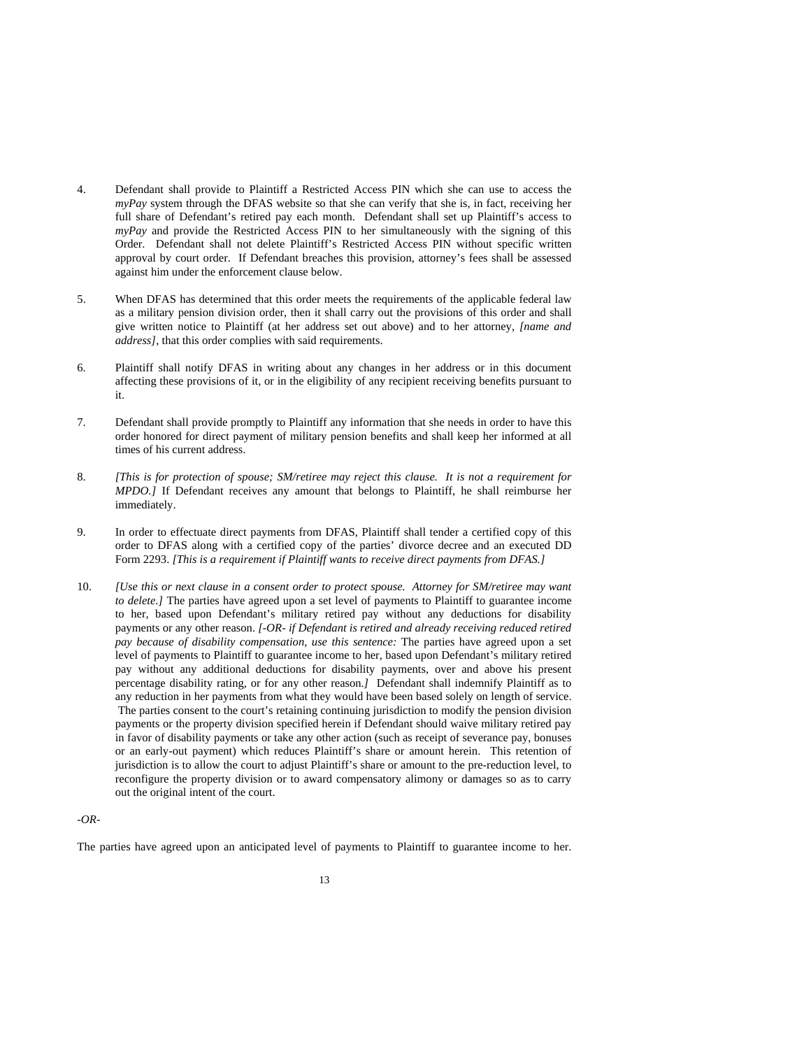4. Defendant shall provide to Plaintiff a Restricted Access PIN which she can use to access the *myPay* system through the DFAS website so that she can verify that she is, in fact, receiving her full share of Defendant's retired pay each month. Defendant shall set up Plaintiff's access to *myPay* and provide the Restricted Access PIN to her simultaneously with the signing of this Order. Defendant shall not delete Plaintiff's Restricted Access PIN without specific written approval by court order. If Defendant breaches this provision, attorney's fees shall be assessed against him under the enforcement clause below.

5. When DFAS has determined that this order meets the requirements of the applicable federal law as a military pension division order, then it shall carry out the provisions of this order and shall give written notice to Plaintiff (at her address set out above) and to her attorney, *[name and address]*, that this order complies with said requirements.

6. Plaintiff shall notify DFAS in writing about any changes in her address or in this document affecting these provisions of it, or in the eligibility of any recipient receiving benefits pursuant to it.

7. Defendant shall provide promptly to Plaintiff any information that she needs in order to have this order honored for direct payment of military pension benefits and shall keep her informed at all times of his current address.

8. *[This is for protection of spouse; SM/retiree may reject this clause. It is not a requirement for MPDO.]* If Defendant receives any amount that belongs to Plaintiff, he shall reimburse her immediately.

9. In order to effectuate direct payments from DFAS, Plaintiff shall tender a certified copy of this order to DFAS along with a certified copy of the parties' divorce decree and an executed DD Form 2293. *[This is a requirement if Plaintiff wants to receive direct payments from DFAS.]*

10. *[Use this or next clause in a consent order to protect spouse. Attorney for SM/retiree may want to delete.]* The parties have agreed upon a set level of payments to Plaintiff to guarantee income to her, based upon Defendant's military retired pay without any deductions for disability payments or any other reason. *[-OR- if Defendant is retired and already receiving reduced retired pay because of disability compensation, use this sentence:* The parties have agreed upon a set level of payments to Plaintiff to guarantee income to her, based upon Defendant's military retired pay without any additional deductions for disability payments, over and above his present percentage disability rating, or for any other reason.*]* Defendant shall indemnify Plaintiff as to any reduction in her payments from what they would have been based solely on length of service. The parties consent to the court's retaining continuing jurisdiction to modify the pension division payments or the property division specified herein if Defendant should waive military retired pay in favor of disability payments or take any other action (such as receipt of severance pay, bonuses or an early-out payment) which reduces Plaintiff's share or amount herein. This retention of jurisdiction is to allow the court to adjust Plaintiff's share or amount to the pre-reduction level, to reconfigure the property division or to award compensatory alimony or damages so as to carry out the original intent of the court.

*-OR-*

The parties have agreed upon an anticipated level of payments to Plaintiff to guarantee income to her.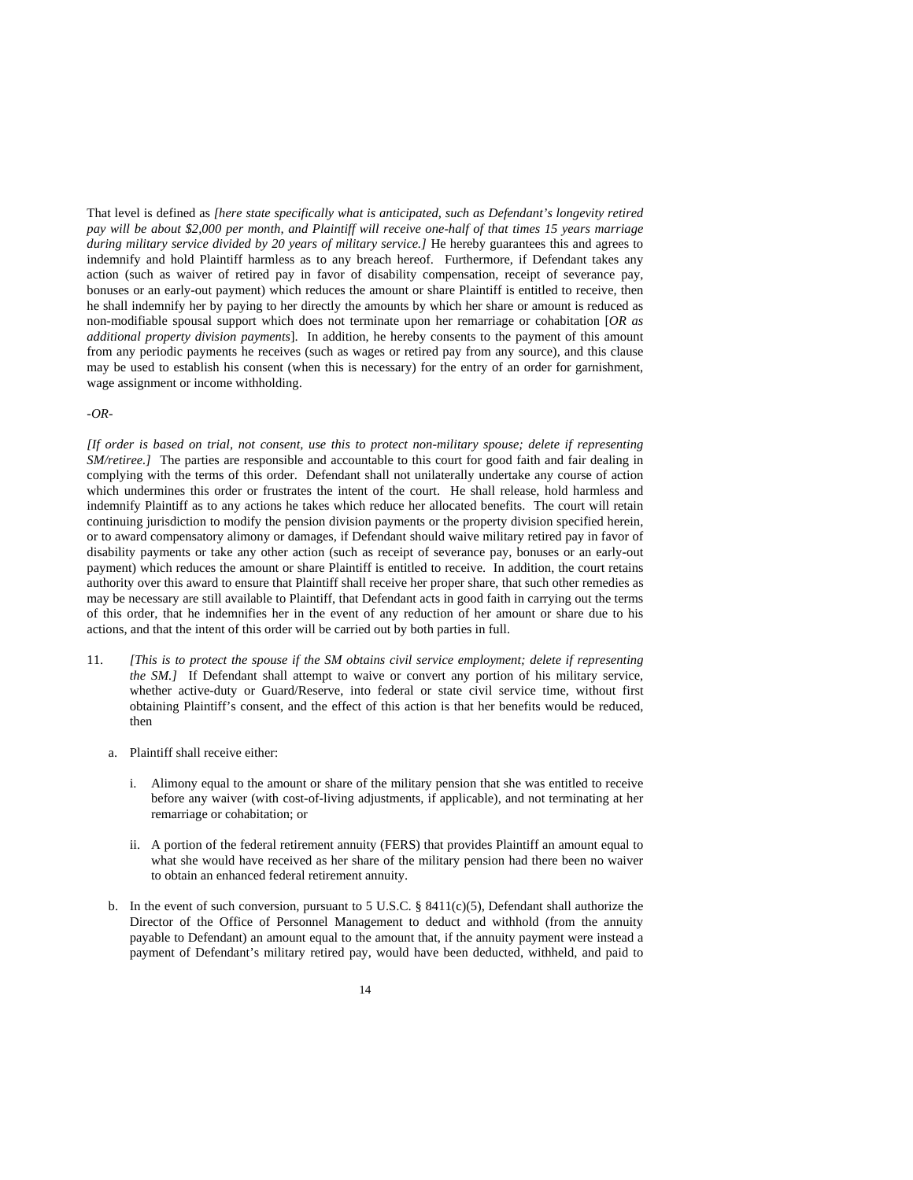That level is defined as *[here state specifically what is anticipated, such as Defendant's longevity retired pay will be about $2,000 per month, and Plaintiff will receive one-half of that times 15 years marriage during military service divided by 20 years of military service.]* He hereby guarantees this and agrees to indemnify and hold Plaintiff harmless as to any breach hereof. Furthermore, if Defendant takes any action (such as waiver of retired pay in favor of disability compensation, receipt of severance pay, bonuses or an early-out payment) which reduces the amount or share Plaintiff is entitled to receive, then he shall indemnify her by paying to her directly the amounts by which her share or amount is reduced as non-modifiable spousal support which does not terminate upon her remarriage or cohabitation [*OR as additional property division payments*]. In addition, he hereby consents to the payment of this amount from any periodic payments he receives (such as wages or retired pay from any source), and this clause may be used to establish his consent (when this is necessary) for the entry of an order for garnishment, wage assignment or income withholding.

*-OR-*

*[If order is based on trial, not consent, use this to protect non-military spouse; delete if representing SM/retiree.]* The parties are responsible and accountable to this court for good faith and fair dealing in complying with the terms of this order. Defendant shall not unilaterally undertake any course of action which undermines this order or frustrates the intent of the court. He shall release, hold harmless and indemnify Plaintiff as to any actions he takes which reduce her allocated benefits. The court will retain continuing jurisdiction to modify the pension division payments or the property division specified herein, or to award compensatory alimony or damages, if Defendant should waive military retired pay in favor of disability payments or take any other action (such as receipt of severance pay, bonuses or an early-out payment) which reduces the amount or share Plaintiff is entitled to receive. In addition, the court retains authority over this award to ensure that Plaintiff shall receive her proper share, that such other remedies as may be necessary are still available to Plaintiff, that Defendant acts in good faith in carrying out the terms of this order, that he indemnifies her in the event of any reduction of her amount or share due to his actions, and that the intent of this order will be carried out by both parties in full.

11. *[This is to protect the spouse if the SM obtains civil service employment; delete if representing the SM.]* If Defendant shall attempt to waive or convert any portion of his military service, whether active-duty or Guard/Reserve, into federal or state civil service time, without first obtaining Plaintiff's consent, and the effect of this action is that her benefits would be reduced, then

    a. Plaintiff shall receive either:

        i. Alimony equal to the amount or share of the military pension that she was entitled to receive before any waiver (with cost-of-living adjustments, if applicable), and not terminating at her remarriage or cohabitation; or

        ii. A portion of the federal retirement annuity (FERS) that provides Plaintiff an amount equal to what she would have received as her share of the military pension had there been no waiver to obtain an enhanced federal retirement annuity.

    b. In the event of such conversion, pursuant to 5 U.S.C. § 8411(c)(5), Defendant shall authorize the Director of the Office of Personnel Management to deduct and withhold (from the annuity payable to Defendant) an amount equal to the amount that, if the annuity payment were instead a payment of Defendant's military retired pay, would have been deducted, withheld, and paid to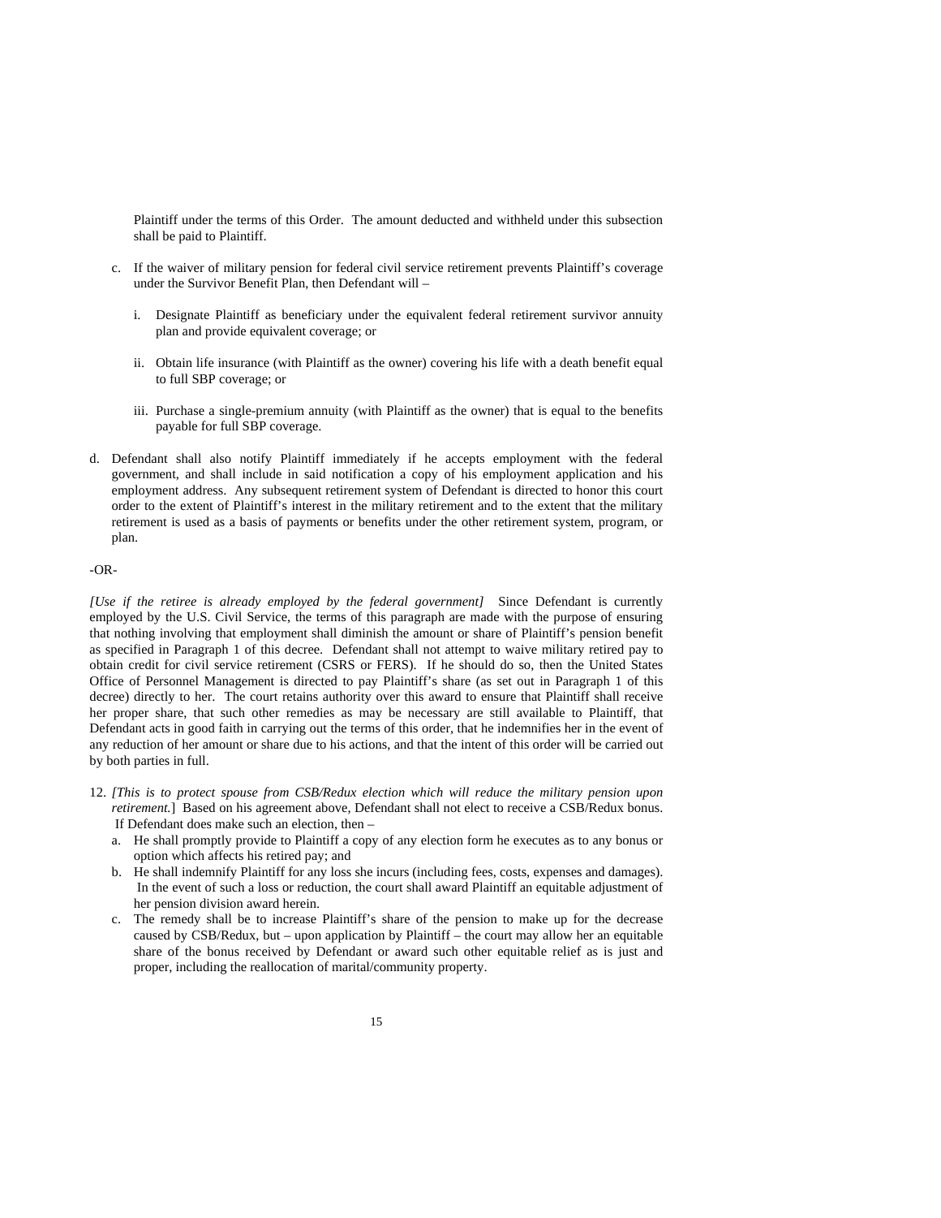Plaintiff under the terms of this Order. The amount deducted and withheld under this subsection shall be paid to Plaintiff.

   c. If the waiver of military pension for federal civil service retirement prevents Plaintiff's coverage under the Survivor Benefit Plan, then Defendant will –

      i. Designate Plaintiff as beneficiary under the equivalent federal retirement survivor annuity plan and provide equivalent coverage; or

      ii. Obtain life insurance (with Plaintiff as the owner) covering his life with a death benefit equal to full SBP coverage; or

      iii. Purchase a single-premium annuity (with Plaintiff as the owner) that is equal to the benefits payable for full SBP coverage.

d. Defendant shall also notify Plaintiff immediately if he accepts employment with the federal government, and shall include in said notification a copy of his employment application and his employment address. Any subsequent retirement system of Defendant is directed to honor this court order to the extent of Plaintiff's interest in the military retirement and to the extent that the military retirement is used as a basis of payments or benefits under the other retirement system, program, or plan.

-OR-

*[Use if the retiree is already employed by the federal government]* Since Defendant is currently employed by the U.S. Civil Service, the terms of this paragraph are made with the purpose of ensuring that nothing involving that employment shall diminish the amount or share of Plaintiff's pension benefit as specified in Paragraph 1 of this decree. Defendant shall not attempt to waive military retired pay to obtain credit for civil service retirement (CSRS or FERS). If he should do so, then the United States Office of Personnel Management is directed to pay Plaintiff's share (as set out in Paragraph 1 of this decree) directly to her. The court retains authority over this award to ensure that Plaintiff shall receive her proper share, that such other remedies as may be necessary are still available to Plaintiff, that Defendant acts in good faith in carrying out the terms of this order, that he indemnifies her in the event of any reduction of her amount or share due to his actions, and that the intent of this order will be carried out by both parties in full.

12. *[This is to protect spouse from CSB/Redux election which will reduce the military pension upon retirement.*] Based on his agreement above, Defendant shall not elect to receive a CSB/Redux bonus. If Defendant does make such an election, then –
    a. He shall promptly provide to Plaintiff a copy of any election form he executes as to any bonus or option which affects his retired pay; and
    b. He shall indemnify Plaintiff for any loss she incurs (including fees, costs, expenses and damages). In the event of such a loss or reduction, the court shall award Plaintiff an equitable adjustment of her pension division award herein.
    c. The remedy shall be to increase Plaintiff's share of the pension to make up for the decrease caused by CSB/Redux, but – upon application by Plaintiff – the court may allow her an equitable share of the bonus received by Defendant or award such other equitable relief as is just and proper, including the reallocation of marital/community property.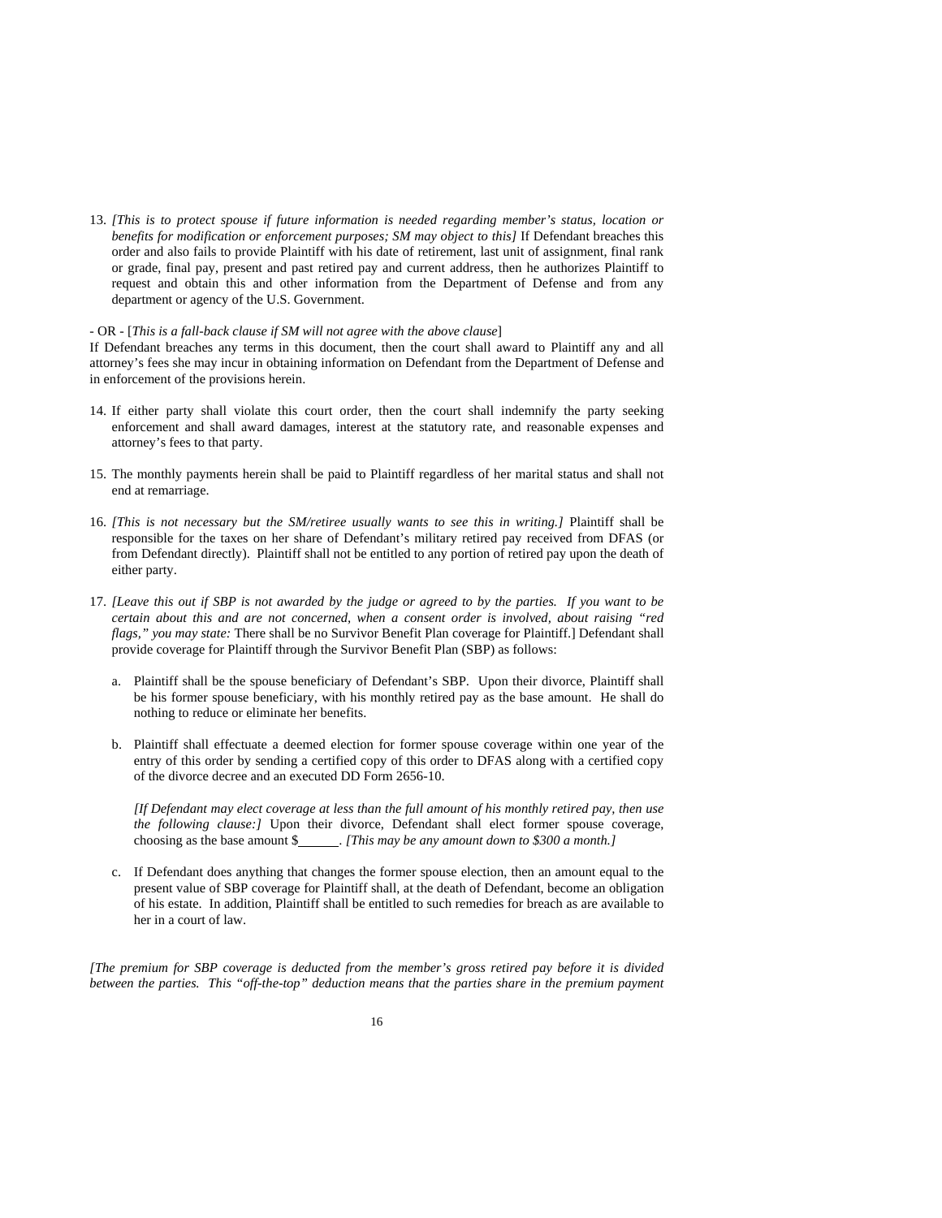13. *[This is to protect spouse if future information is needed regarding member's status, location or benefits for modification or enforcement purposes; SM may object to this]* If Defendant breaches this order and also fails to provide Plaintiff with his date of retirement, last unit of assignment, final rank or grade, final pay, present and past retired pay and current address, then he authorizes Plaintiff to request and obtain this and other information from the Department of Defense and from any department or agency of the U.S. Government.

- OR - [*This is a fall-back clause if SM will not agree with the above clause*]

If Defendant breaches any terms in this document, then the court shall award to Plaintiff any and all attorney's fees she may incur in obtaining information on Defendant from the Department of Defense and in enforcement of the provisions herein.

14. If either party shall violate this court order, then the court shall indemnify the party seeking enforcement and shall award damages, interest at the statutory rate, and reasonable expenses and attorney's fees to that party.

15. The monthly payments herein shall be paid to Plaintiff regardless of her marital status and shall not end at remarriage.

16. *[This is not necessary but the SM/retiree usually wants to see this in writing.]* Plaintiff shall be responsible for the taxes on her share of Defendant's military retired pay received from DFAS (or from Defendant directly). Plaintiff shall not be entitled to any portion of retired pay upon the death of either party.

17. *[Leave this out if SBP is not awarded by the judge or agreed to by the parties. If you want to be certain about this and are not concerned, when a consent order is involved, about raising "red flags," you may state:* There shall be no Survivor Benefit Plan coverage for Plaintiff.] Defendant shall provide coverage for Plaintiff through the Survivor Benefit Plan (SBP) as follows:

    a. Plaintiff shall be the spouse beneficiary of Defendant's SBP. Upon their divorce, Plaintiff shall be his former spouse beneficiary, with his monthly retired pay as the base amount. He shall do nothing to reduce or eliminate her benefits.

    b. Plaintiff shall effectuate a deemed election for former spouse coverage within one year of the entry of this order by sending a certified copy of this order to DFAS along with a certified copy of the divorce decree and an executed DD Form 2656-10.

       *[If Defendant may elect coverage at less than the full amount of his monthly retired pay, then use the following clause:]* Upon their divorce, Defendant shall elect former spouse coverage, choosing as the base amount $______. *[This may be any amount down to $300 a month.]*

    c. If Defendant does anything that changes the former spouse election, then an amount equal to the present value of SBP coverage for Plaintiff shall, at the death of Defendant, become an obligation of his estate. In addition, Plaintiff shall be entitled to such remedies for breach as are available to her in a court of law.

*[The premium for SBP coverage is deducted from the member's gross retired pay before it is divided between the parties. This "off-the-top" deduction means that the parties share in the premium payment*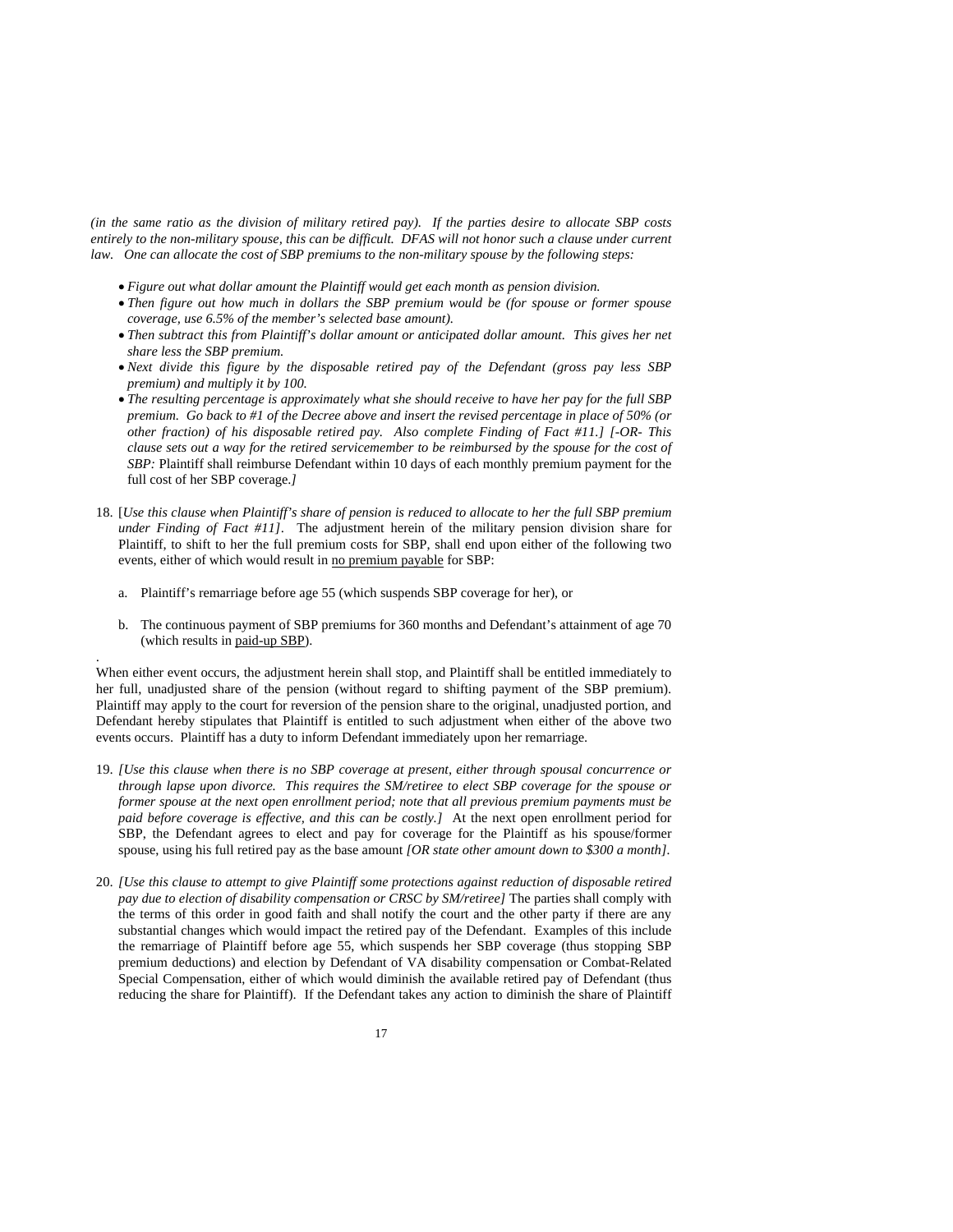*(in the same ratio as the division of military retired pay). If the parties desire to allocate SBP costs entirely to the non-military spouse, this can be difficult. DFAS will not honor such a clause under current law. One can allocate the cost of SBP premiums to the non-military spouse by the following steps:*

- *Figure out what dollar amount the Plaintiff would get each month as pension division.*
- *Then figure out how much in dollars the SBP premium would be (for spouse or former spouse coverage, use 6.5% of the member's selected base amount).*
- *Then subtract this from Plaintiff's dollar amount or anticipated dollar amount. This gives her net share less the SBP premium.*
- *Next divide this figure by the disposable retired pay of the Defendant (gross pay less SBP premium) and multiply it by 100.*
- *The resulting percentage is approximately what she should receive to have her pay for the full SBP premium. Go back to #1 of the Decree above and insert the revised percentage in place of 50% (or other fraction) of his disposable retired pay. Also complete Finding of Fact #11.] [-OR- This clause sets out a way for the retired servicemember to be reimbursed by the spouse for the cost of SBP:* Plaintiff shall reimburse Defendant within 10 days of each monthly premium payment for the full cost of her SBP coverage.*]*

18. [*Use this clause when Plaintiff's share of pension is reduced to allocate to her the full SBP premium under Finding of Fact #11]*. The adjustment herein of the military pension division share for Plaintiff, to shift to her the full premium costs for SBP, shall end upon either of the following two events, either of which would result in <u>no premium payable</u> for SBP:

    a. Plaintiff's remarriage before age 55 (which suspends SBP coverage for her), or

    b. The continuous payment of SBP premiums for 360 months and Defendant's attainment of age 70 (which results in <u>paid-up SBP</u>).

When either event occurs, the adjustment herein shall stop, and Plaintiff shall be entitled immediately to her full, unadjusted share of the pension (without regard to shifting payment of the SBP premium). Plaintiff may apply to the court for reversion of the pension share to the original, unadjusted portion, and Defendant hereby stipulates that Plaintiff is entitled to such adjustment when either of the above two events occurs. Plaintiff has a duty to inform Defendant immediately upon her remarriage.

19. *[Use this clause when there is no SBP coverage at present, either through spousal concurrence or through lapse upon divorce. This requires the SM/retiree to elect SBP coverage for the spouse or former spouse at the next open enrollment period; note that all previous premium payments must be paid before coverage is effective, and this can be costly.]* At the next open enrollment period for SBP, the Defendant agrees to elect and pay for coverage for the Plaintiff as his spouse/former spouse, using his full retired pay as the base amount *[OR state other amount down to $300 a month]*.

20. *[Use this clause to attempt to give Plaintiff some protections against reduction of disposable retired pay due to election of disability compensation or CRSC by SM/retiree]* The parties shall comply with the terms of this order in good faith and shall notify the court and the other party if there are any substantial changes which would impact the retired pay of the Defendant. Examples of this include the remarriage of Plaintiff before age 55, which suspends her SBP coverage (thus stopping SBP premium deductions) and election by Defendant of VA disability compensation or Combat-Related Special Compensation, either of which would diminish the available retired pay of Defendant (thus reducing the share for Plaintiff). If the Defendant takes any action to diminish the share of Plaintiff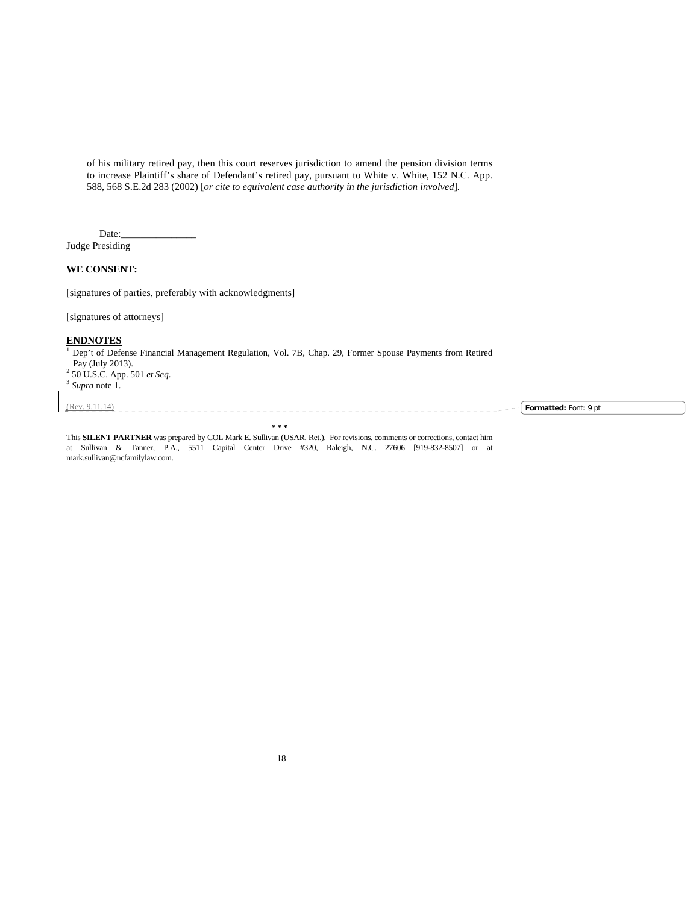of his military retired pay, then this court reserves jurisdiction to amend the pension division terms to increase Plaintiff's share of Defendant's retired pay, pursuant to White v. White, 152 N.C. App. 588, 568 S.E.2d 283 (2002) [*or cite to equivalent case authority in the jurisdiction involved*].

Date:_______________
Judge Presiding

**WE CONSENT:**

[signatures of parties, preferably with acknowledgments]

[signatures of attorneys]

**ENDNOTES**

[1] Dep't of Defense Financial Management Regulation, Vol. 7B, Chap. 29, Former Spouse Payments from Retired Pay (July 2013).
[2] 50 U.S.C. App. 501 *et Seq.*
[3] *Supra* note 1.

(Rev. 9.11.14)

Formatted: Font: 9 pt

\* \* \*

This **SILENT PARTNER** was prepared by COL Mark E. Sullivan (USAR, Ret.). For revisions, comments or corrections, contact him at Sullivan & Tanner, P.A., 5511 Capital Center Drive #320, Raleigh, N.C. 27606 [919-832-8507] or at mark.sullivan@ncfamilylaw.com.